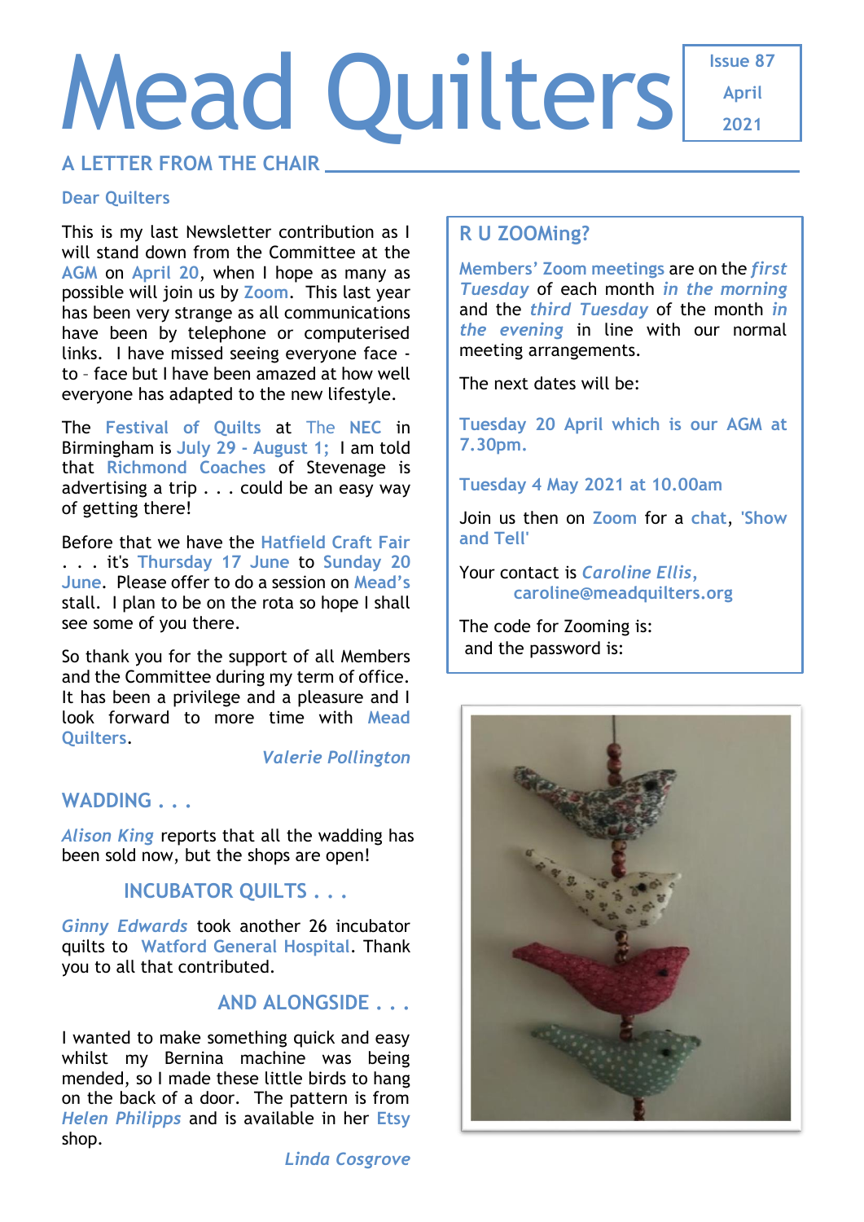# Mead Quilters

Issue 87
April
2021

## A LETTER FROM THE CHAIR

**Dear Quilters**

This is my last Newsletter contribution as I will stand down from the Committee at the AGM on April 20, when I hope as many as possible will join us by Zoom. This last year has been very strange as all communications have been by telephone or computerised links. I have missed seeing everyone face - to – face but I have been amazed at how well everyone has adapted to the new lifestyle.

The Festival of Quilts at The NEC in Birmingham is July 29 - August 1; I am told that Richmond Coaches of Stevenage is advertising a trip . . . could be an easy way of getting there!

Before that we have the Hatfield Craft Fair . . . it's Thursday 17 June to Sunday 20 June. Please offer to do a session on Mead's stall. I plan to be on the rota so hope I shall see some of you there.

So thank you for the support of all Members and the Committee during my term of office. It has been a privilege and a pleasure and I look forward to more time with Mead Quilters.

*Valerie Pollington*

## WADDING . . .

*Alison King* reports that all the wadding has been sold now, but the shops are open!

## INCUBATOR QUILTS . . .

*Ginny Edwards* took another 26 incubator quilts to Watford General Hospital. Thank you to all that contributed.

## AND ALONGSIDE . . .

I wanted to make something quick and easy whilst my Bernina machine was being mended, so I made these little birds to hang on the back of a door. The pattern is from *Helen Philipps* and is available in her Etsy shop.

*Linda Cosgrove*

## R U ZOOMing?

Members' Zoom meetings are on the ***first Tuesday*** of each month ***in the morning*** and the ***third Tuesday*** of the month ***in the evening*** in line with our normal meeting arrangements.

The next dates will be:

**Tuesday 20 April which is our AGM at 7.30pm.**

**Tuesday 4 May 2021 at 10.00am**

Join us then on Zoom for a chat, 'Show and Tell'

Your contact is *Caroline Ellis*, **caroline@meadquilters.org**

The code for Zooming is:
and the password is: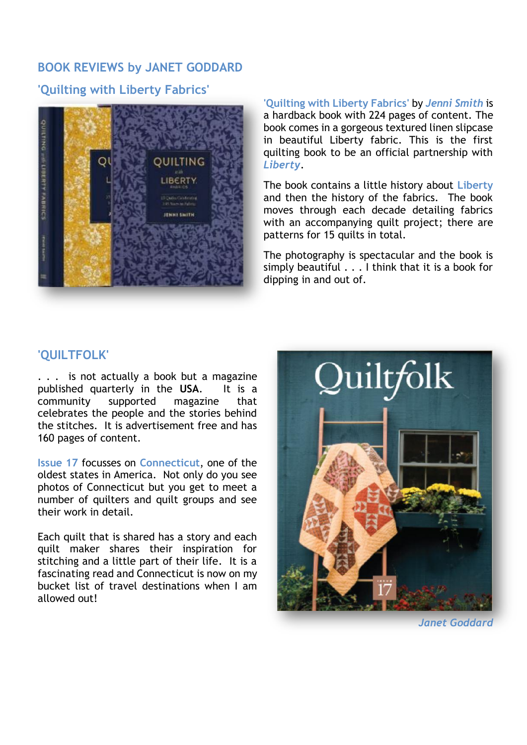## BOOK REVIEWS by JANET GODDARD

### 'Quilting with Liberty Fabrics'

'Quilting with Liberty Fabrics' by *Jenni Smith* is a hardback book with 224 pages of content. The book comes in a gorgeous textured linen slipcase in beautiful Liberty fabric. This is the first quilting book to be an official partnership with *Liberty*.

The book contains a little history about Liberty and then the history of the fabrics. The book moves through each decade detailing fabrics with an accompanying quilt project; there are patterns for 15 quilts in total.

The photography is spectacular and the book is simply beautiful . . . I think that it is a book for dipping in and out of.

### 'QUILTFOLK'

. . . is not actually a book but a magazine published quarterly in the **USA**. It is a community supported magazine that celebrates the people and the stories behind the stitches. It is advertisement free and has 160 pages of content.

Issue 17 focusses on Connecticut, one of the oldest states in America. Not only do you see photos of Connecticut but you get to meet a number of quilters and quilt groups and see their work in detail.

Each quilt that is shared has a story and each quilt maker shares their inspiration for stitching and a little part of their life. It is a fascinating read and Connecticut is now on my bucket list of travel destinations when I am allowed out!

*Janet Goddard*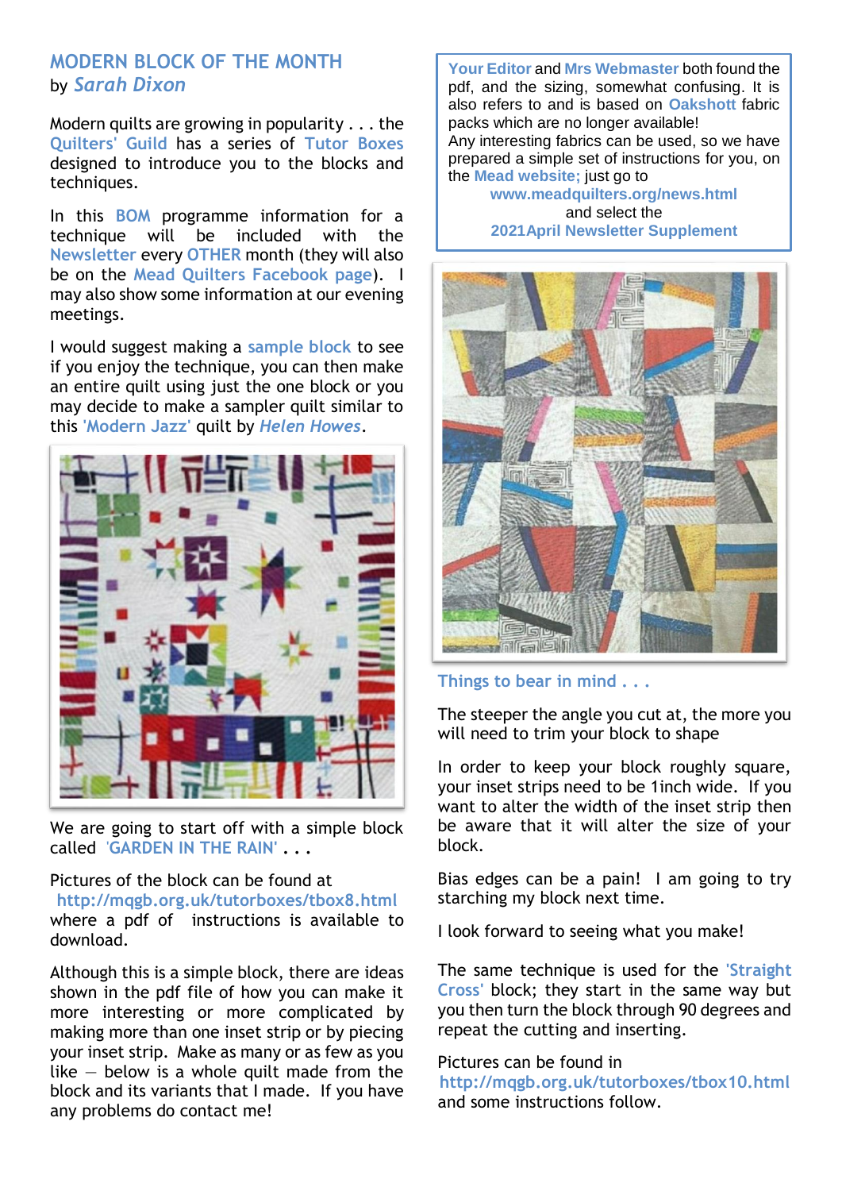## MODERN BLOCK OF THE MONTH

by *Sarah Dixon*

Modern quilts are growing in popularity . . . the Quilters' Guild has a series of Tutor Boxes designed to introduce you to the blocks and techniques.

In this BOM programme information for a technique will be included with the Newsletter every OTHER month (they will also be on the Mead Quilters Facebook page). I may also show some information at our evening meetings.

I would suggest making a sample block to see if you enjoy the technique, you can then make an entire quilt using just the one block or you may decide to make a sampler quilt similar to this 'Modern Jazz' quilt by *Helen Howes*.

We are going to start off with a simple block called 'GARDEN IN THE RAIN' . . .

Pictures of the block can be found at http://mqgb.org.uk/tutorboxes/tbox8.html where a pdf of instructions is available to download.

Although this is a simple block, there are ideas shown in the pdf file of how you can make it more interesting or more complicated by making more than one inset strip or by piecing your inset strip. Make as many or as few as you like — below is a whole quilt made from the block and its variants that I made. If you have any problems do contact me!

Your Editor and Mrs Webmaster both found the pdf, and the sizing, somewhat confusing. It is also refers to and is based on Oakshott fabric packs which are no longer available!
Any interesting fabrics can be used, so we have prepared a simple set of instructions for you, on the Mead website; just go to
www.meadquilters.org/news.html
and select the
2021April Newsletter Supplement

### Things to bear in mind . . .

The steeper the angle you cut at, the more you will need to trim your block to shape

In order to keep your block roughly square, your inset strips need to be 1inch wide. If you want to alter the width of the inset strip then be aware that it will alter the size of your block.

Bias edges can be a pain! I am going to try starching my block next time.

I look forward to seeing what you make!

The same technique is used for the 'Straight Cross' block; they start in the same way but you then turn the block through 90 degrees and repeat the cutting and inserting.

Pictures can be found in http://mqgb.org.uk/tutorboxes/tbox10.html and some instructions follow.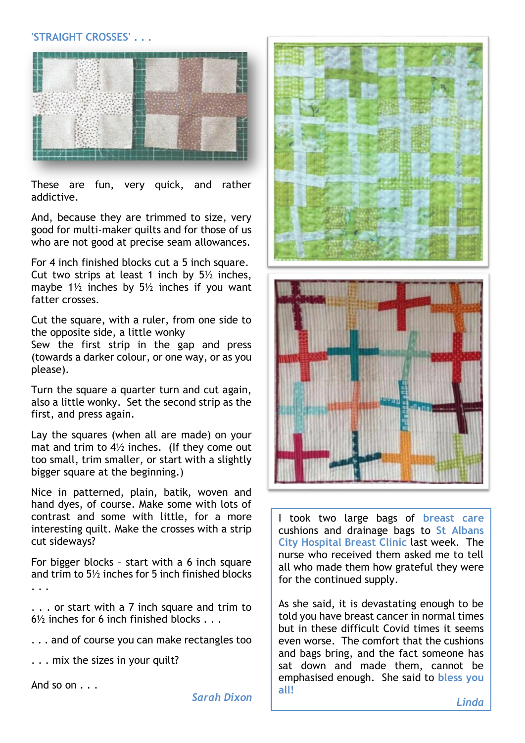## 'STRAIGHT CROSSES' . . .

These are fun, very quick, and rather addictive.

And, because they are trimmed to size, very good for multi-maker quilts and for those of us who are not good at precise seam allowances.

For 4 inch finished blocks cut a 5 inch square. Cut two strips at least 1 inch by 5½ inches, maybe 1½ inches by 5½ inches if you want fatter crosses.

Cut the square, with a ruler, from one side to the opposite side, a little wonky
Sew the first strip in the gap and press (towards a darker colour, or one way, or as you please).

Turn the square a quarter turn and cut again, also a little wonky. Set the second strip as the first, and press again.

Lay the squares (when all are made) on your mat and trim to 4½ inches. (If they come out too small, trim smaller, or start with a slightly bigger square at the beginning.)

Nice in patterned, plain, batik, woven and hand dyes, of course. Make some with lots of contrast and some with little, for a more interesting quilt. Make the crosses with a strip cut sideways?

For bigger blocks – start with a 6 inch square and trim to 5½ inches for 5 inch finished blocks . . .

. . . or start with a 7 inch square and trim to 6½ inches for 6 inch finished blocks . . .

. . . and of course you can make rectangles too

. . . mix the sizes in your quilt?

And so on . . .

*Sarah Dixon*

I took two large bags of **breast care** cushions and drainage bags to **St Albans City Hospital Breast Clinic** last week. The nurse who received them asked me to tell all who made them how grateful they were for the continued supply.

As she said, it is devastating enough to be told you have breast cancer in normal times but in these difficult Covid times it seems even worse. The comfort that the cushions and bags bring, and the fact someone has sat down and made them, cannot be emphasised enough. She said to **bless you all!**

*Linda*